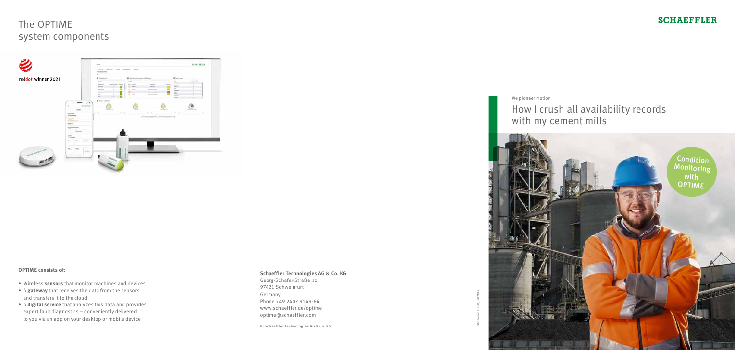# The OPTIME system components

**OPTIME consists of:**

- Wireless **sensors** that monitor machines and devices
- A **gateway** that receives the data from the sensors and transfers it to the cloud
- A **digital service** that analyzes this data and provides expert fault diagnostics – conveniently delivered to you via an app on your desktop or mobile device

**Schaeffler Technologies AG & Co. KG**
Georg-Schäfer-Straße 30
97421 Schweinfurt
Germany
Phone +49 2407 9149-66
www.schaeffler.de/optime
optime@schaeffler.com

© Schaeffler Technologies AG & Co. KG

SCHAEFFLER

We pioneer motion

# How I crush all availability records with my cement mills

Condition Monitoring with OPTIME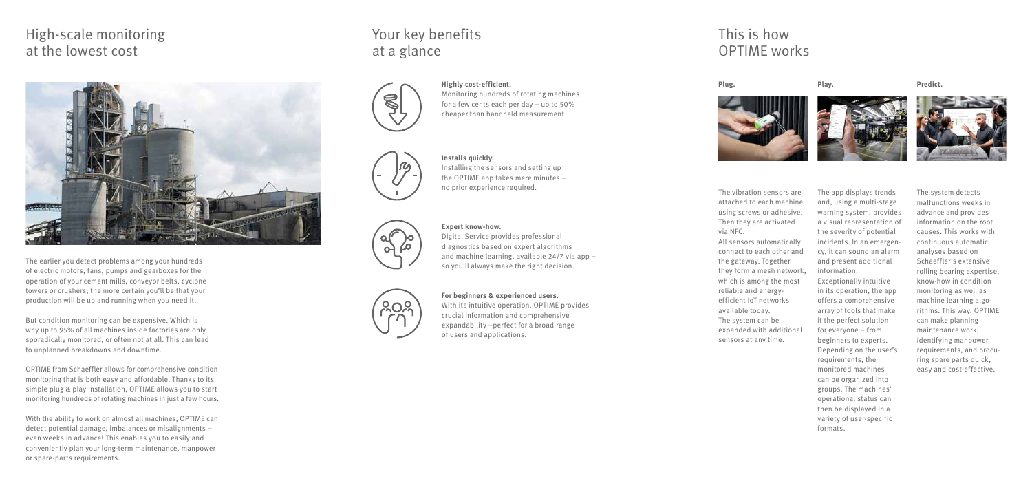## High-scale monitoring at the lowest cost

The earlier you detect problems among your hundreds of electric motors, fans, pumps and gearboxes for the operation of your cement mills, conveyor belts, cyclone towers or crushers, the more certain you'll be that your production will be up and running when you need it.

But condition monitoring can be expensive. Which is why up to 95% of all machines inside factories are only sporadically monitored, or often not at all. This can lead to unplanned breakdowns and downtime.

OPTIME from Schaeffler allows for comprehensive condition monitoring that is both easy and affordable. Thanks to its simple plug & play installation, OPTIME allows you to start monitoring hundreds of rotating machines in just a few hours.

With the ability to work on almost all machines, OPTIME can detect potential damage, imbalances or misalignments – even weeks in advance! This enables you to easily and conveniently plan your long-term maintenance, manpower or spare-parts requirements.

## Your key benefits at a glance

**Highly cost-efficient.**
Monitoring hundreds of rotating machines for a few cents each per day – up to 50% cheaper than handheld measurement

**Installs quickly.**
Installing the sensors and setting up the OPTIME app takes mere minutes – no prior experience required.

**Expert know-how.**
Digital Service provides professional diagnostics based on expert algorithms and machine learning, available 24/7 via app – so you'll always make the right decision.

**For beginners & experienced users.**
With its intuitive operation, OPTIME provides crucial information and comprehensive expandability –perfect for a broad range of users and applications.

## This is how OPTIME works

**Plug.**

The vibration sensors are attached to each machine using screws or adhesive. Then they are activated via NFC.
All sensors automatically connect to each other and the gateway. Together they form a mesh network, which is among the most reliable and energy-efficient IoT networks available today.
The system can be expanded with additional sensors at any time.

**Play.**

The app displays trends and, using a multi-stage warning system, provides a visual representation of the severity of potential incidents. In an emergency, it can sound an alarm and present additional information.
Exceptionally intuitive in its operation, the app offers a comprehensive array of tools that make it the perfect solution for everyone – from beginners to experts. Depending on the user's requirements, the monitored machines can be organized into groups. The machines' operational status can then be displayed in a variety of user-specific formats.

**Predict.**

The system detects malfunctions weeks in advance and provides information on the root causes. This works with continuous automatic analyses based on Schaeffler's extensive rolling bearing expertise, know-how in condition monitoring as well as machine learning algorithms. This way, OPTIME can make planning maintenance work, identifying manpower requirements, and procuring spare parts quick, easy and cost-effective.